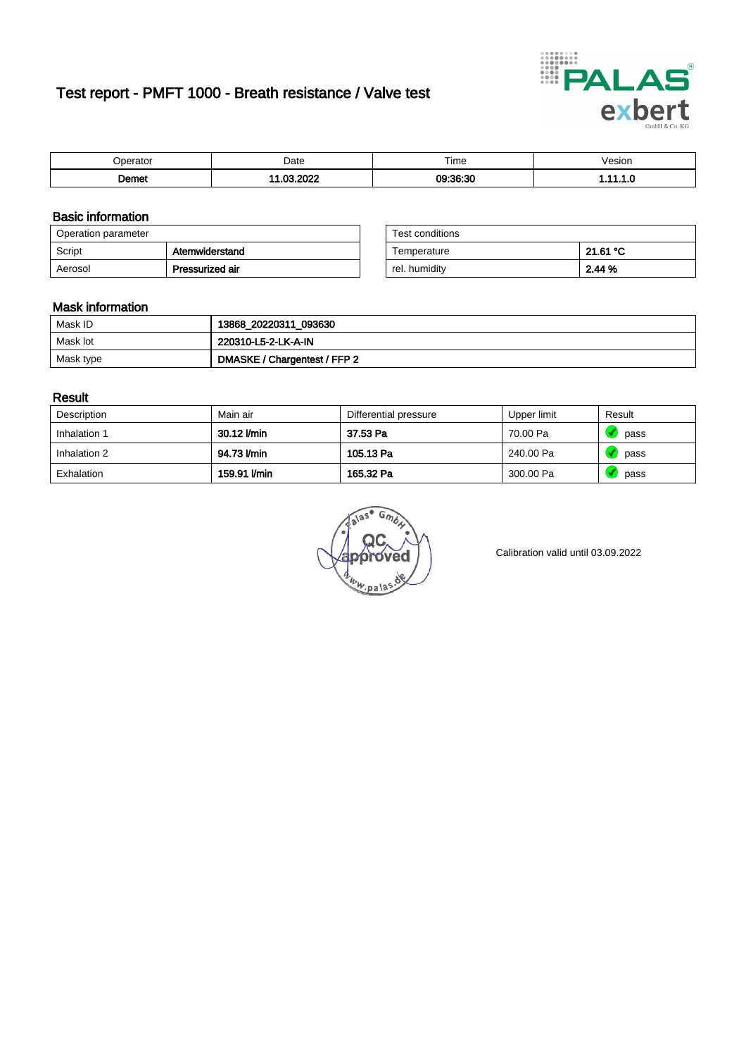# Test report - PMFT 1000 - Breath resistance / Valve test

| Operator | Date | Time | Vesion |
|---|---|---|---|
| **Demet** | **11.03.2022** | **09:36:30** | **1.11.1.0** |

## Basic information

| Operation parameter | |
|---|---|
| Script | **Atemwiderstand** |
| Aerosol | **Pressurized air** |

| Test conditions | |
|---|---|
| Temperature | **21.61 °C** |
| rel. humidity | **2.44 %** |

## Mask information

| | |
|---|---|
| Mask ID | **13868_20220311_093630** |
| Mask lot | **220310-L5-2-LK-A-IN** |
| Mask type | **DMASKE / Chargentest / FFP 2** |

## Result

| Description | Main air | Differential pressure | Upper limit | Result |
|---|---|---|---|---|
| Inhalation 1 | **30.12 l/min** | **37.53 Pa** | 70.00 Pa | pass |
| Inhalation 2 | **94.73 l/min** | **105.13 Pa** | 240.00 Pa | pass |
| Exhalation | **159.91 l/min** | **165.32 Pa** | 300.00 Pa | pass |

Calibration valid until 03.09.2022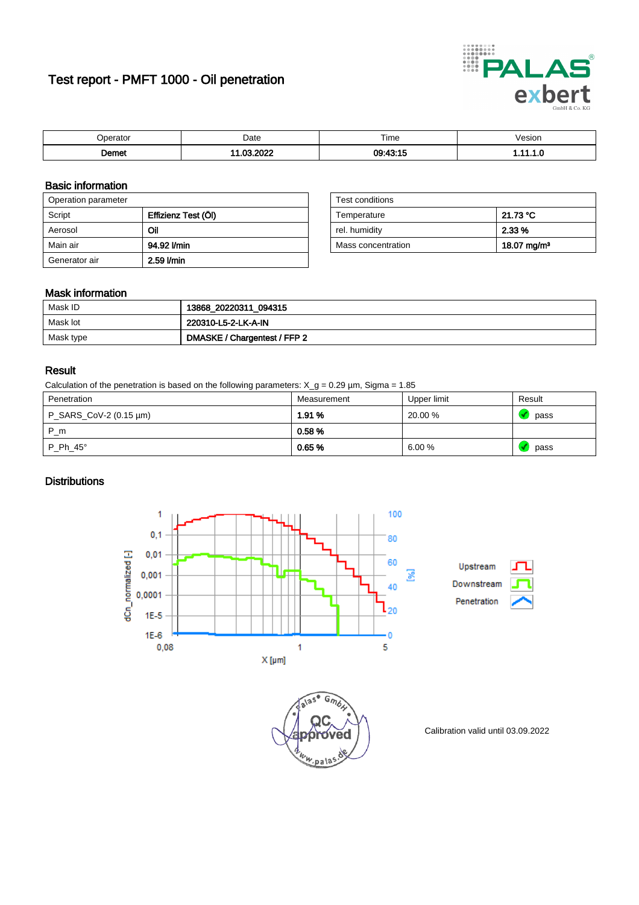# Test report - PMFT 1000 - Oil penetration

| Operator | Date | Time | Vesion |
|---|---|---|---|
| **Demet** | **11.03.2022** | **09:43:15** | **1.11.1.0** |

## Basic information

| Operation parameter | |
|---|---|
| Script | **Effizienz Test (Öl)** |
| Aerosol | **Oil** |
| Main air | **94.92 l/min** |
| Generator air | **2.59 l/min** |

| Test conditions | |
|---|---|
| Temperature | **21.73 °C** |
| rel. humidity | **2.33 %** |
| Mass concentration | **18.07 mg/m³** |

## Mask information

| | |
|---|---|
| Mask ID | **13868_20220311_094315** |
| Mask lot | **220310-L5-2-LK-A-IN** |
| Mask type | **DMASKE / Chargentest / FFP 2** |

## Result

Calculation of the penetration is based on the following parameters: X_g = 0.29 µm, Sigma = 1.85

| Penetration | Measurement | Upper limit | Result |
|---|---|---|---|
| P_SARS_CoV-2 (0.15 µm) | **1.91 %** | 20.00 % | pass |
| P_m | **0.58 %** | | |
| P_Ph_45° | **0.65 %** | 6.00 % | pass |

## Distributions

dCn_normalized [-]
1
0,1
0,01
0,001
0,0001
1E-5
1E-6
0,08
1
5
X [µm]
[%]
100
80
60
40
20
0

Upstream
Downstream
Penetration

Palas® GmbH
QC approved
www.palas.de

Calibration valid until 03.09.2022